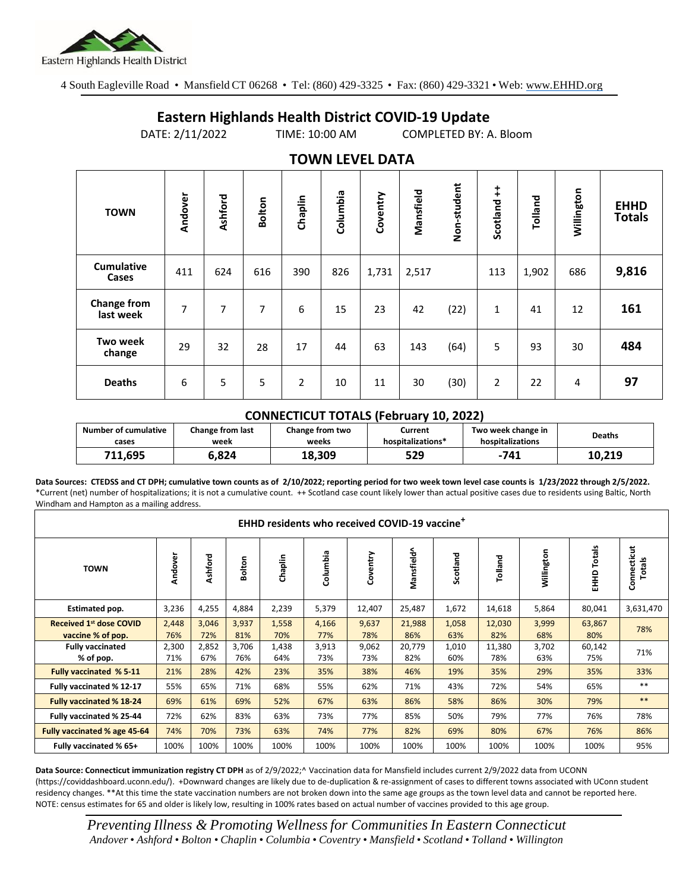Eastern Highlands Health District

4 South Eagleville Road • Mansfield CT 06268 • Tel: (860) 429-3325 • Fax: (860) 429-3321 • Web: www.EHHD.org

# Eastern Highlands Health District COVID-19 Update

DATE: 2/11/2022 TIME: 10:00 AM COMPLETED BY: A. Bloom

## TOWN LEVEL DATA

| TOWN | Andover | Ashford | Bolton | Chaplin | Columbia | Coventry | Mansfield | Non-student | Scotland ++ | Tolland | Willington | EHHD Totals |
|---|---|---|---|---|---|---|---|---|---|---|---|---|
| Cumulative Cases | 411 | 624 | 616 | 390 | 826 | 1,731 | 2,517 | | 113 | 1,902 | 686 | **9,816** |
| Change from last week | 7 | 7 | 7 | 6 | 15 | 23 | 42 | (22) | 1 | 41 | 12 | **161** |
| Two week change | 29 | 32 | 28 | 17 | 44 | 63 | 143 | (64) | 5 | 93 | 30 | **484** |
| Deaths | 6 | 5 | 5 | 2 | 10 | 11 | 30 | (30) | 2 | 22 | 4 | **97** |

### CONNECTICUT TOTALS (February 10, 2022)

| Number of cumulative cases | Change from last week | Change from two weeks | Current hospitalizations* | Two week change in hospitalizations | Deaths |
|---|---|---|---|---|---|
| **711,695** | **6,824** | **18,309** | **529** | **-741** | **10,219** |

**Data Sources: CTEDSS and CT DPH; cumulative town counts as of 2/10/2022; reporting period for two week town level case counts is 1/23/2022 through 2/5/2022.** *Current (net) number of hospitalizations; it is not a cumulative count. ++ Scotland case count likely lower than actual positive cases due to residents using Baltic, North Windham and Hampton as a mailing address.

| EHHD residents who received COVID-19 vaccine+ | | | | | | | | | | | | |
|---|---|---|---|---|---|---|---|---|---|---|---|---|
| **TOWN** | **Andover** | **Ashford** | **Bolton** | **Chaplin** | **Columbia** | **Coventry** | **Mansfield^** | **Scotland** | **Tolland** | **Willington** | **EHHD Totals** | **Connecticut Totals** |
| **Estimated pop.** | 3,236 | 4,255 | 4,884 | 2,239 | 5,379 | 12,407 | 25,487 | 1,672 | 14,618 | 5,864 | 80,041 | 3,631,470 |
| **Received 1st dose COVID vaccine % of pop.** | 2,448 76% | 3,046 72% | 3,937 81% | 1,558 70% | 4,166 77% | 9,637 78% | 21,988 86% | 1,058 63% | 12,030 82% | 3,999 68% | 63,867 80% | 78% |
| **Fully vaccinated % of pop.** | 2,300 71% | 2,852 67% | 3,706 76% | 1,438 64% | 3,913 73% | 9,062 73% | 20,779 82% | 1,010 60% | 11,380 78% | 3,702 63% | 60,142 75% | 71% |
| **Fully vaccinated % 5-11** | 21% | 28% | 42% | 23% | 35% | 38% | 46% | 19% | 35% | 29% | 35% | 33% |
| **Fully vaccinated % 12-17** | 55% | 65% | 71% | 68% | 55% | 62% | 71% | 43% | 72% | 54% | 65% | ** |
| **Fully vaccinated % 18-24** | 69% | 61% | 69% | 52% | 67% | 63% | 86% | 58% | 86% | 30% | 79% | ** |
| **Fully vaccinated % 25-44** | 72% | 62% | 83% | 63% | 73% | 77% | 85% | 50% | 79% | 77% | 76% | 78% |
| **Fully vaccinated % age 45-64** | 74% | 70% | 73% | 63% | 74% | 77% | 82% | 69% | 80% | 67% | 76% | 86% |
| **Fully vaccinated % 65+** | 100% | 100% | 100% | 100% | 100% | 100% | 100% | 100% | 100% | 100% | 100% | 95% |

**Data Source: Connecticut immunization registry CT DPH** as of 2/9/2022;^ Vaccination data for Mansfield includes current 2/9/2022 data from UCONN (https://coviddashboard.uconn.edu/). +Downward changes are likely due to de-duplication & re-assignment of cases to different towns associated with UConn student residency changes. **At this time the state vaccination numbers are not broken down into the same age groups as the town level data and cannot be reported here. NOTE: census estimates for 65 and older is likely low, resulting in 100% rates based on actual number of vaccines provided to this age group.

*Preventing Illness & Promoting Wellness for Communities In Eastern Connecticut*
*Andover • Ashford • Bolton • Chaplin • Columbia • Coventry • Mansfield • Scotland • Tolland • Willington*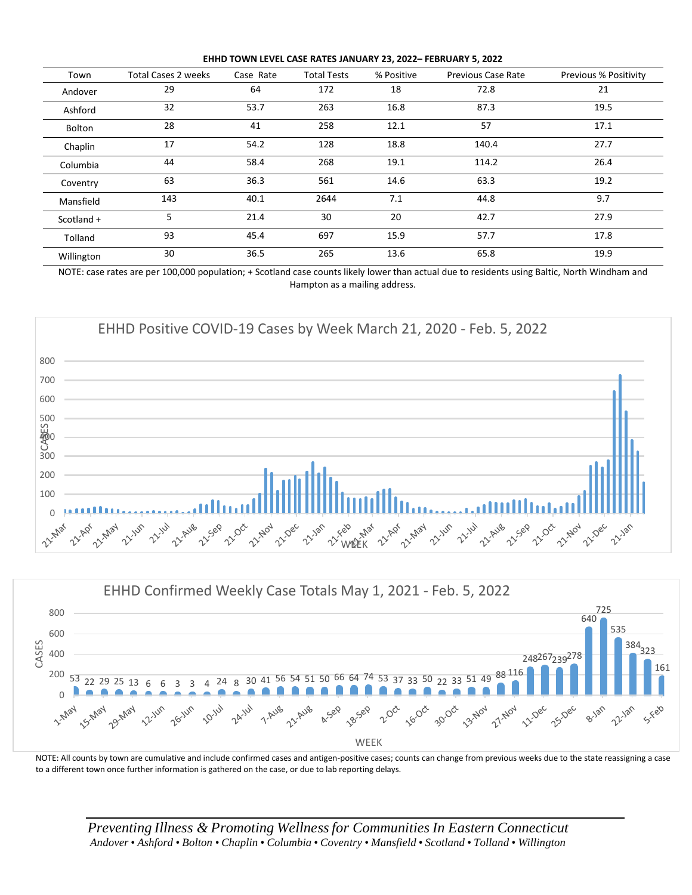**EHHD TOWN LEVEL CASE RATES JANUARY 23, 2022– FEBRUARY 5, 2022**

| Town | Total Cases 2 weeks | Case Rate | Total Tests | % Positive | Previous Case Rate | Previous % Positivity |
|---|---|---|---|---|---|---|
| Andover | 29 | 64 | 172 | 18 | 72.8 | 21 |
| Ashford | 32 | 53.7 | 263 | 16.8 | 87.3 | 19.5 |
| Bolton | 28 | 41 | 258 | 12.1 | 57 | 17.1 |
| Chaplin | 17 | 54.2 | 128 | 18.8 | 140.4 | 27.7 |
| Columbia | 44 | 58.4 | 268 | 19.1 | 114.2 | 26.4 |
| Coventry | 63 | 36.3 | 561 | 14.6 | 63.3 | 19.2 |
| Mansfield | 143 | 40.1 | 2644 | 7.1 | 44.8 | 9.7 |
| Scotland + | 5 | 21.4 | 30 | 20 | 42.7 | 27.9 |
| Tolland | 93 | 45.4 | 697 | 15.9 | 57.7 | 17.8 |
| Willington | 30 | 36.5 | 265 | 13.6 | 65.8 | 19.9 |

NOTE: case rates are per 100,000 population; + Scotland case counts likely lower than actual due to residents using Baltic, North Windham and Hampton as a mailing address.

EHHD Positive COVID-19 Cases by Week March 21, 2020 - Feb. 5, 2022

CASES

800
700
600
500
400
300
200
100
0

21-Mar 21-Apr 21-May 21-Jun 21-Jul 21-Aug 21-Sep 21-Oct 21-Nov 21-Dec 21-Jan 21-Feb 21-Mar 21-Apr 21-May 21-Jun 21-Jul 21-Aug 21-Sep 21-Oct 21-Nov 21-Dec 21-Jan

WEEK

EHHD Confirmed Weekly Case Totals May 1, 2021 - Feb. 5, 2022

CASES

800
600
400
200
0

53 22 29 25 13 6 6 3 3 4 24 8 30 41 56 54 51 50 66 64 74 53 37 33 50 22 33 51 49 88 116 248 267 239 278 640 725 535 384 323 161

1-May 15-May 29-May 12-Jun 26-Jun 10-Jul 24-Jul 7-Aug 21-Aug 4-Sep 18-Sep 2-Oct 16-Oct 30-Oct 13-Nov 27-Nov 11-Dec 25-Dec 8-Jan 22-Jan 5-Feb

WEEK

NOTE: All counts by town are cumulative and include confirmed cases and antigen-positive cases; counts can change from previous weeks due to the state reassigning a case to a different town once further information is gathered on the case, or due to lab reporting delays.

*Preventing Illness & Promoting Wellness for Communities In Eastern Connecticut*
*Andover • Ashford • Bolton • Chaplin • Columbia • Coventry • Mansfield • Scotland • Tolland • Willington*